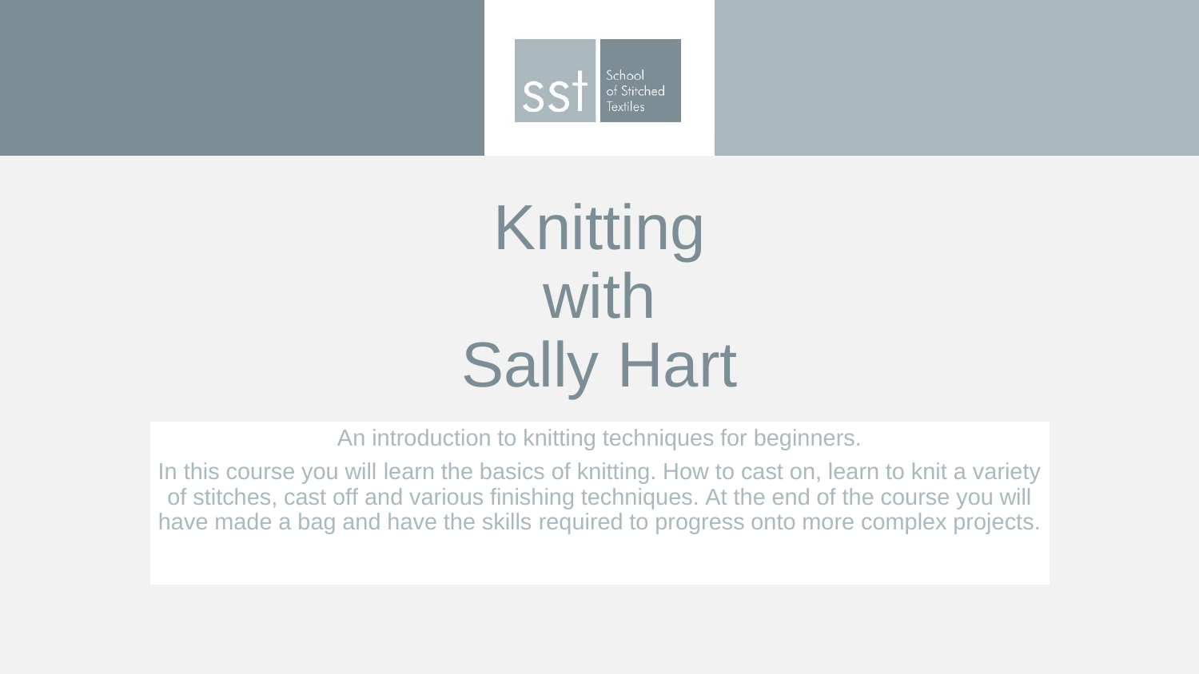sst School of Stitched Textiles

# Knitting with Sally Hart

An introduction to knitting techniques for beginners.

In this course you will learn the basics of knitting. How to cast on, learn to knit a variety of stitches, cast off and various finishing techniques. At the end of the course you will have made a bag and have the skills required to progress onto more complex projects.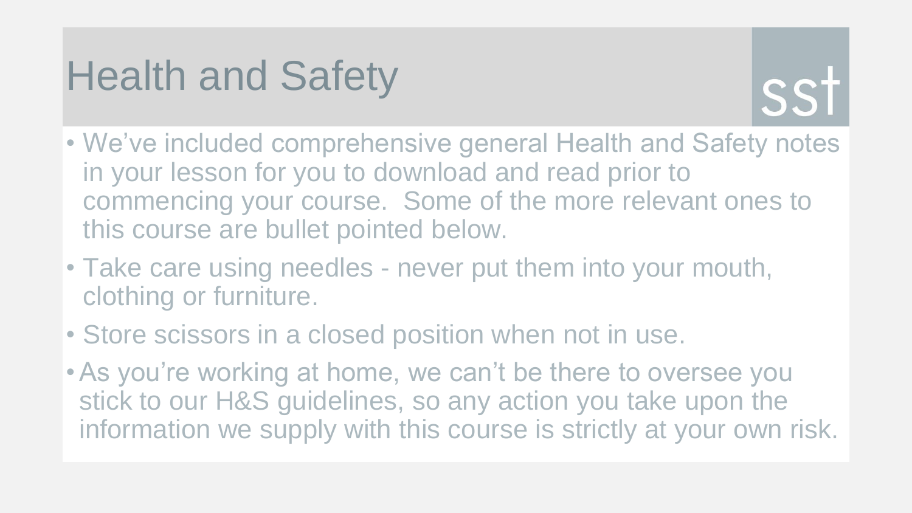# Health and Safety

- We've included comprehensive general Health and Safety notes in your lesson for you to download and read prior to commencing your course. Some of the more relevant ones to this course are bullet pointed below.
- Take care using needles - never put them into your mouth, clothing or furniture.
- Store scissors in a closed position when not in use.
- As you're working at home, we can't be there to oversee you stick to our H&S guidelines, so any action you take upon the information we supply with this course is strictly at your own risk.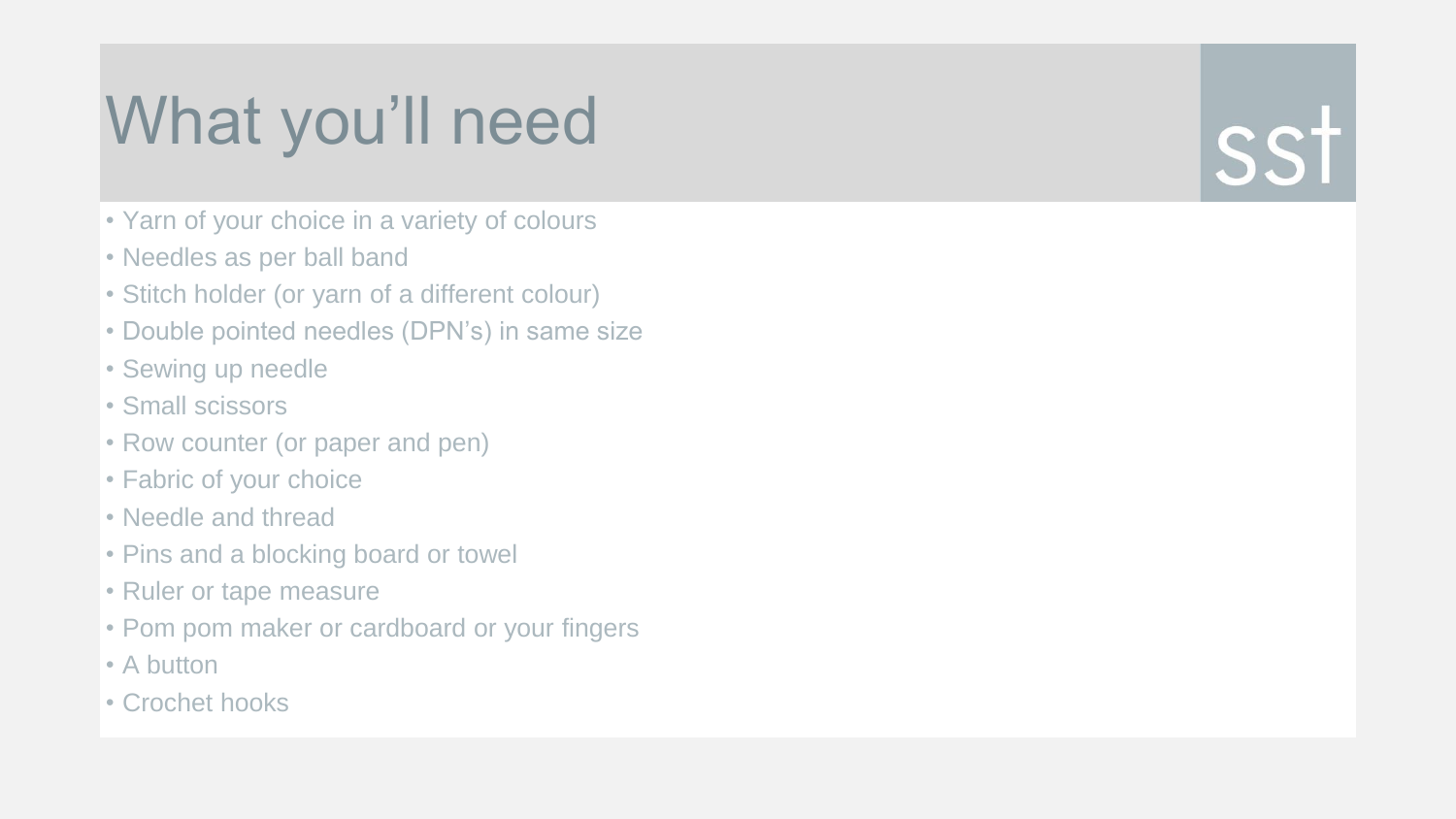# What you'll need

- Yarn of your choice in a variety of colours
- Needles as per ball band
- Stitch holder (or yarn of a different colour)
- Double pointed needles (DPN's) in same size
- Sewing up needle
- Small scissors
- Row counter (or paper and pen)
- Fabric of your choice
- Needle and thread
- Pins and a blocking board or towel
- Ruler or tape measure
- Pom pom maker or cardboard or your fingers
- A button
- Crochet hooks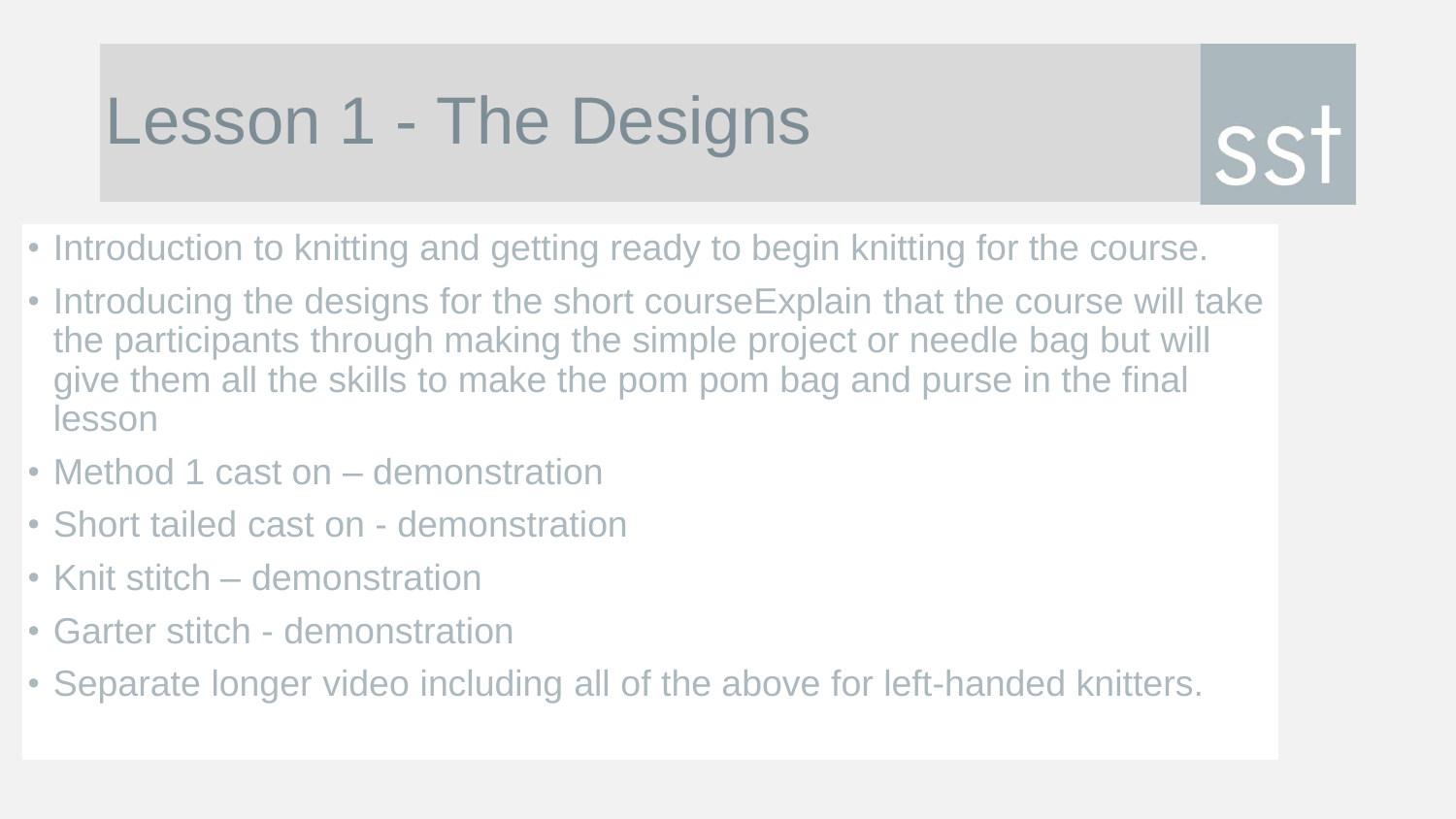# Lesson 1 - The Designs

- Introduction to knitting and getting ready to begin knitting for the course.
- Introducing the designs for the short courseExplain that the course will take the participants through making the simple project or needle bag but will give them all the skills to make the pom pom bag and purse in the final lesson
- Method 1 cast on – demonstration
- Short tailed cast on - demonstration
- Knit stitch – demonstration
- Garter stitch - demonstration
- Separate longer video including all of the above for left-handed knitters.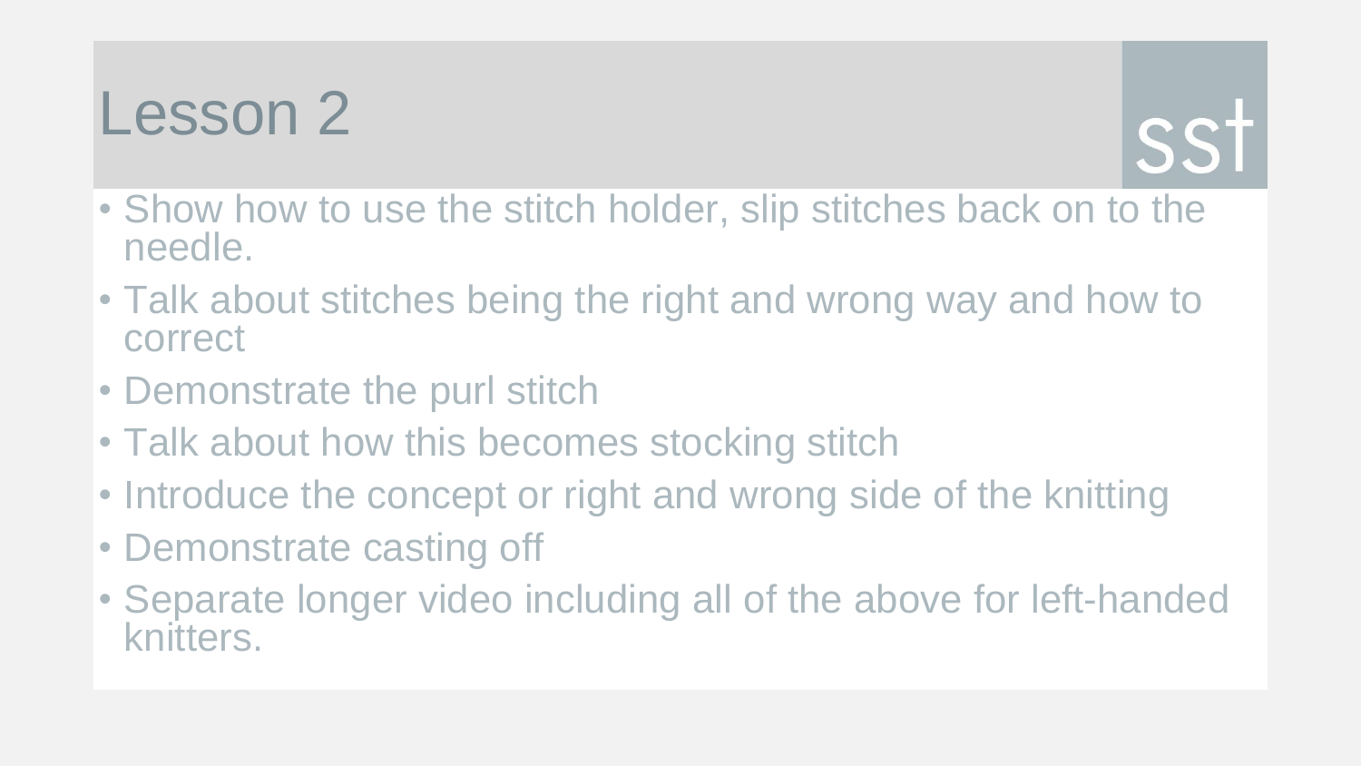# Lesson 2

sst

- Show how to use the stitch holder, slip stitches back on to the needle.
- Talk about stitches being the right and wrong way and how to correct
- Demonstrate the purl stitch
- Talk about how this becomes stocking stitch
- Introduce the concept or right and wrong side of the knitting
- Demonstrate casting off
- Separate longer video including all of the above for left-handed knitters.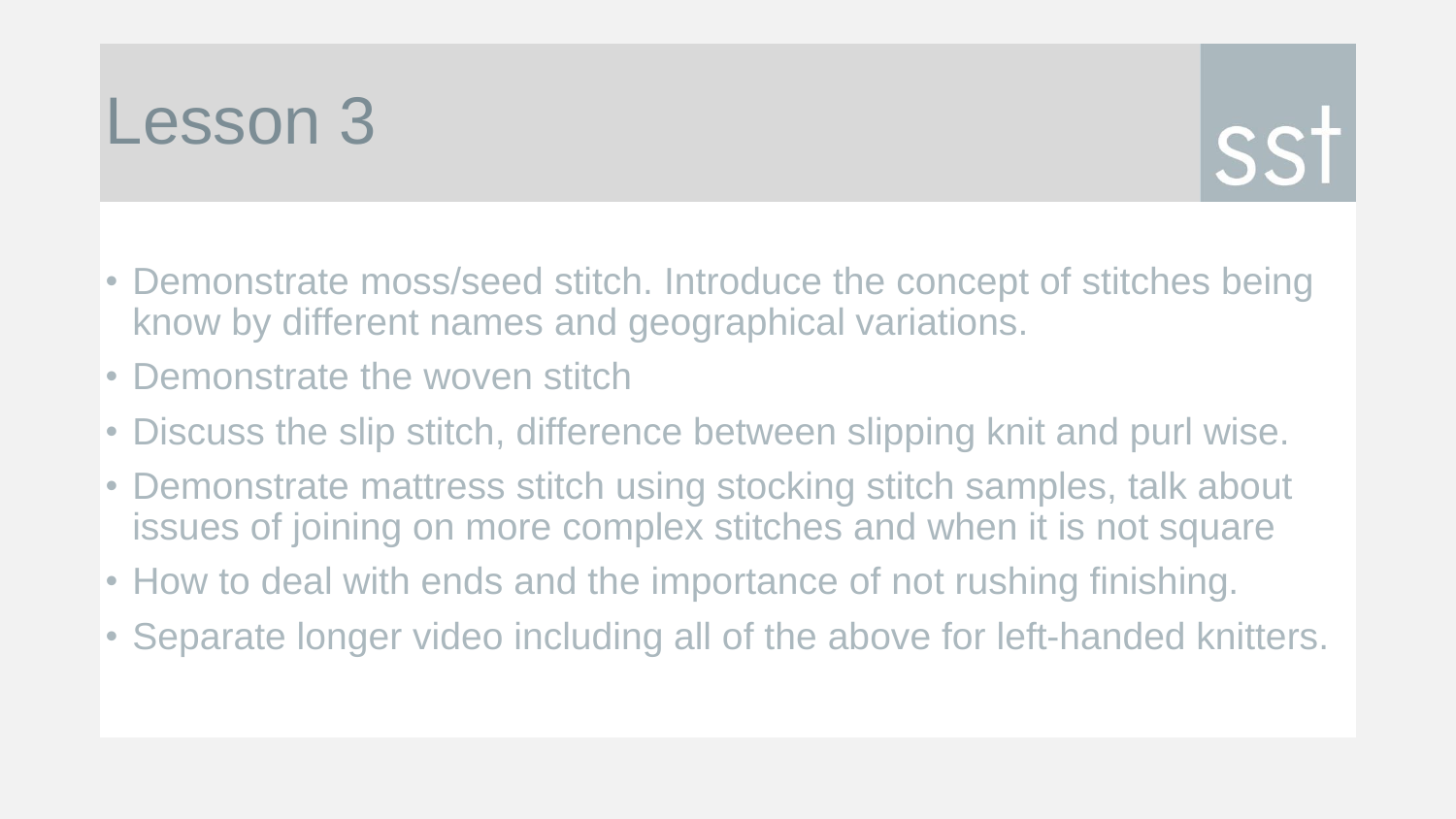# Lesson 3

- Demonstrate moss/seed stitch. Introduce the concept of stitches being know by different names and geographical variations.
- Demonstrate the woven stitch
- Discuss the slip stitch, difference between slipping knit and purl wise.
- Demonstrate mattress stitch using stocking stitch samples, talk about issues of joining on more complex stitches and when it is not square
- How to deal with ends and the importance of not rushing finishing.
- Separate longer video including all of the above for left-handed knitters.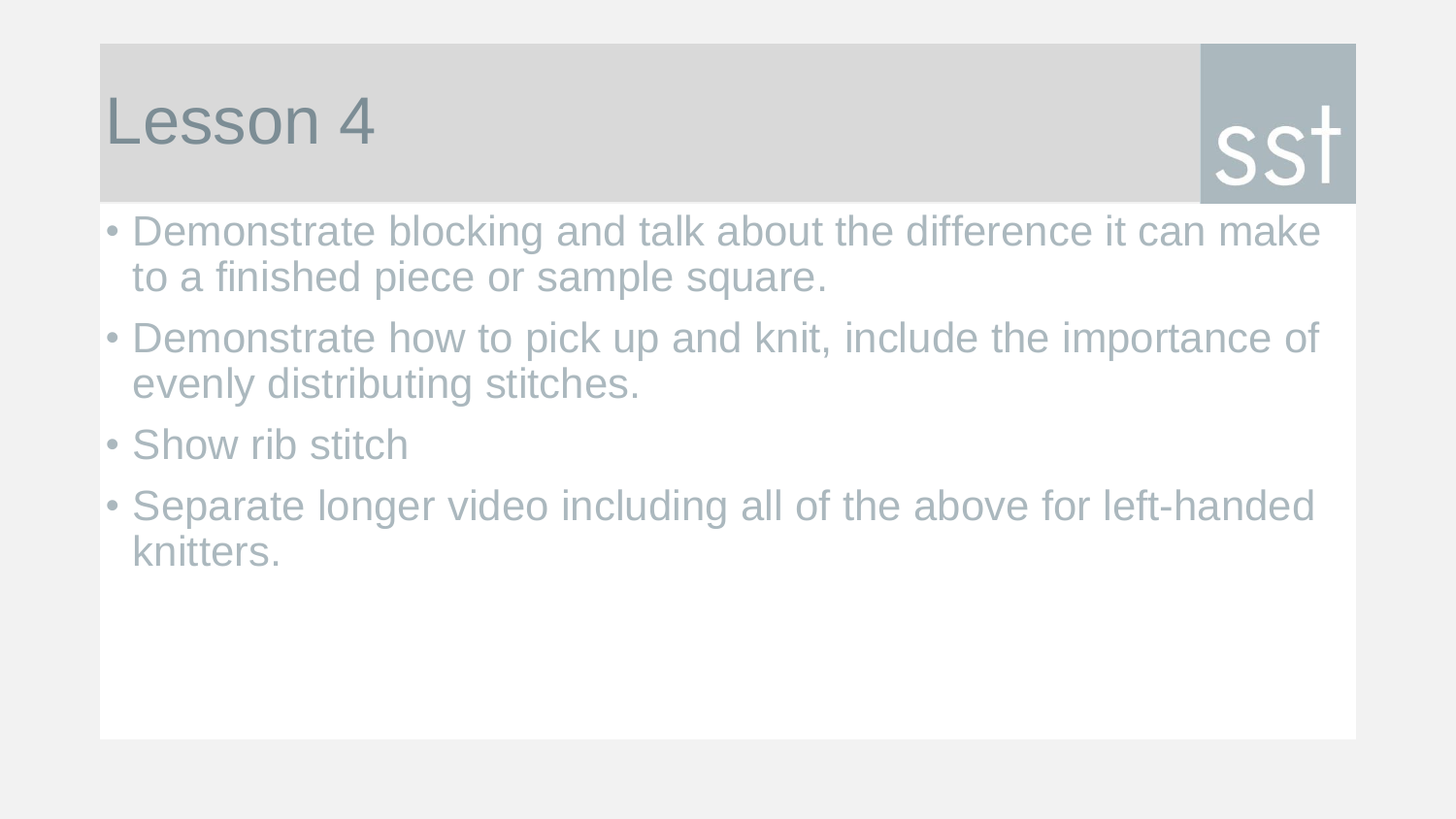# Lesson 4

- Demonstrate blocking and talk about the difference it can make to a finished piece or sample square.
- Demonstrate how to pick up and knit, include the importance of evenly distributing stitches.
- Show rib stitch
- Separate longer video including all of the above for left-handed knitters.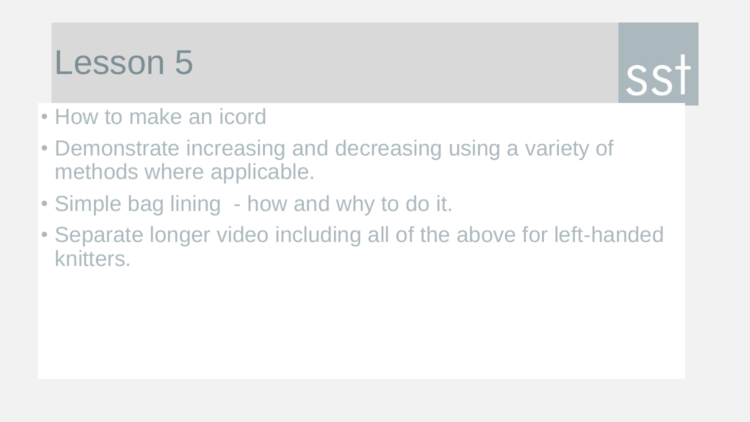# Lesson 5

- How to make an icord
- Demonstrate increasing and decreasing using a variety of methods where applicable.
- Simple bag lining - how and why to do it.
- Separate longer video including all of the above for left-handed knitters.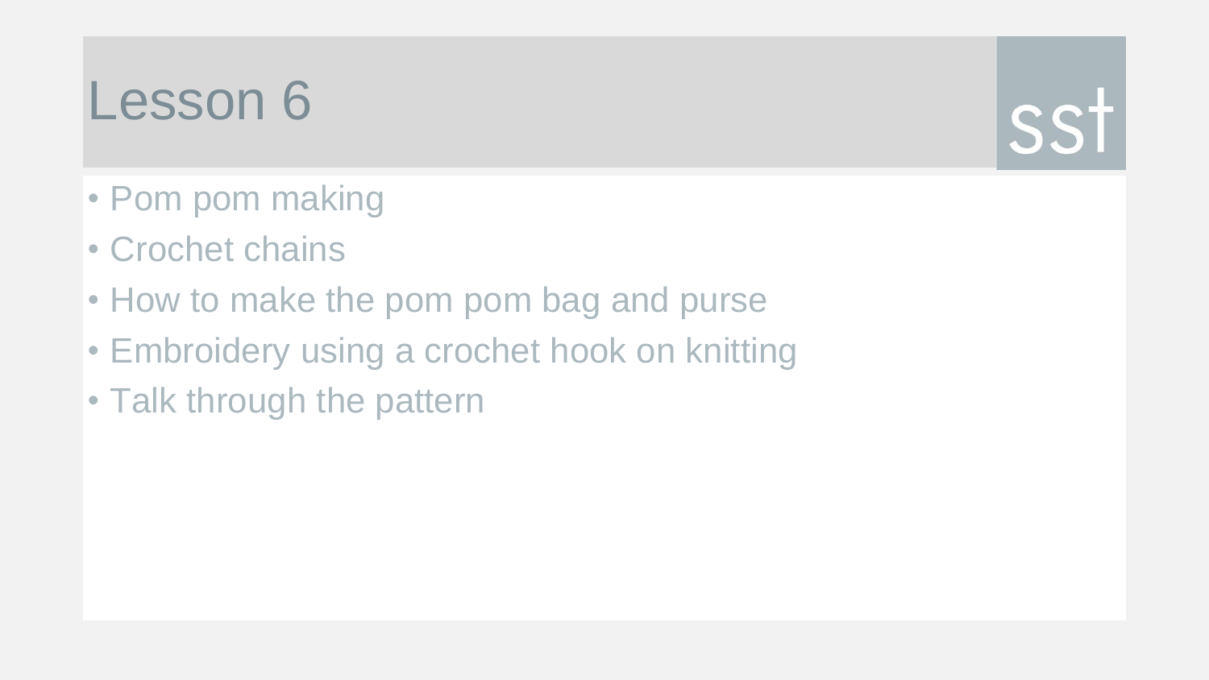# Lesson 6

sst

- Pom pom making
- Crochet chains
- How to make the pom pom bag and purse
- Embroidery using a crochet hook on knitting
- Talk through the pattern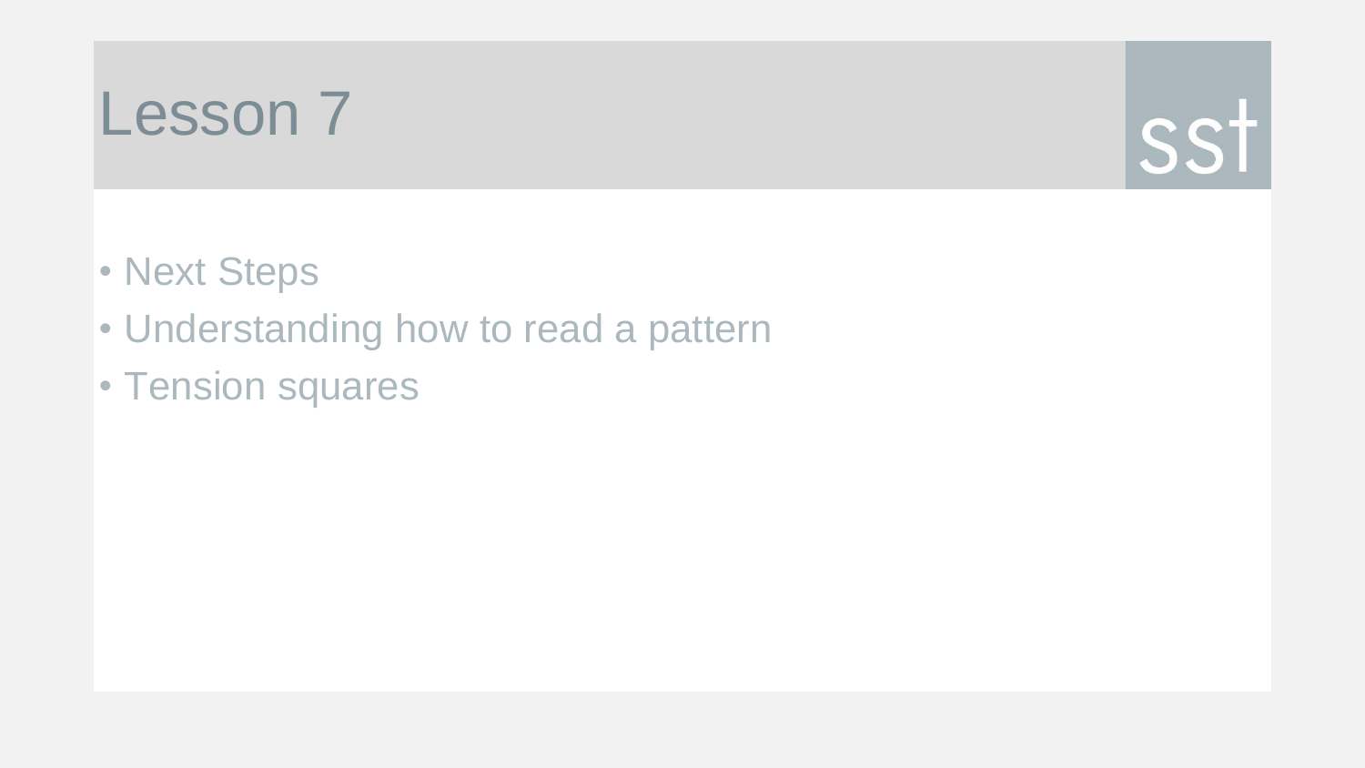# Lesson 7

- Next Steps
- Understanding how to read a pattern
- Tension squares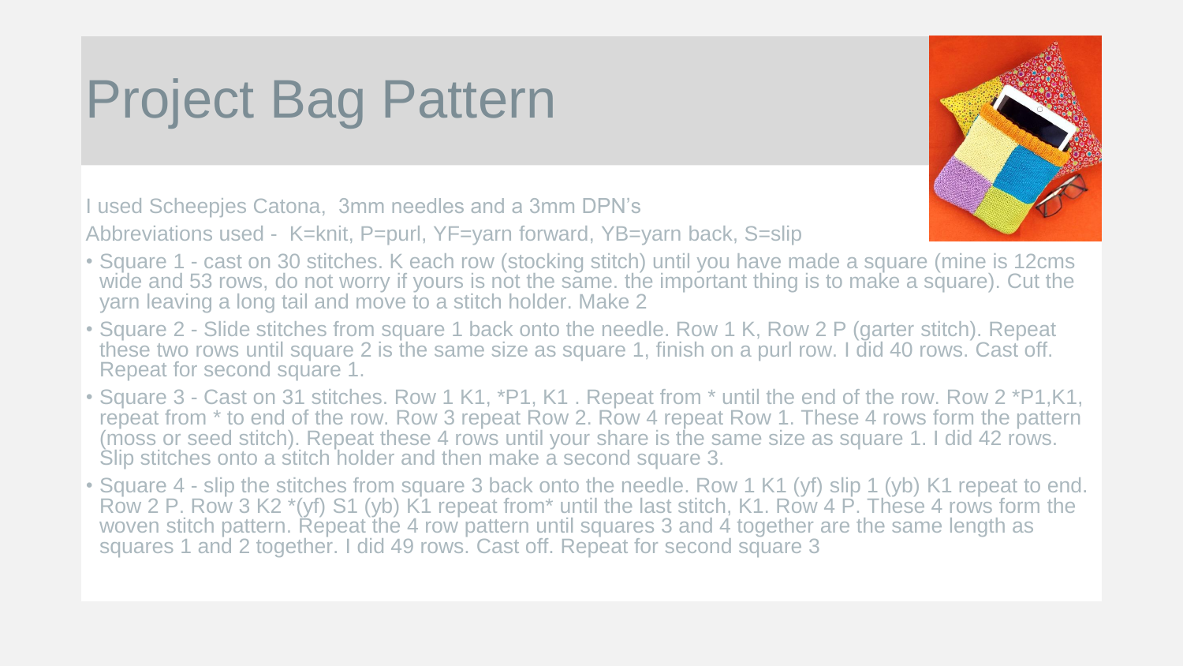# Project Bag Pattern

I used Scheepjes Catona, 3mm needles and a 3mm DPN's

Abbreviations used - K=knit, P=purl, YF=yarn forward, YB=yarn back, S=slip

- Square 1 - cast on 30 stitches. K each row (stocking stitch) until you have made a square (mine is 12cms wide and 53 rows, do not worry if yours is not the same. the important thing is to make a square). Cut the yarn leaving a long tail and move to a stitch holder. Make 2
- Square 2 - Slide stitches from square 1 back onto the needle. Row 1 K, Row 2 P (garter stitch). Repeat these two rows until square 2 is the same size as square 1, finish on a purl row. I did 40 rows. Cast off. Repeat for second square 1.
- Square 3 - Cast on 31 stitches. Row 1 K1, *P1, K1 . Repeat from * until the end of the row. Row 2 *P1,K1, repeat from * to end of the row. Row 3 repeat Row 2. Row 4 repeat Row 1. These 4 rows form the pattern (moss or seed stitch). Repeat these 4 rows until your share is the same size as square 1. I did 42 rows. Slip stitches onto a stitch holder and then make a second square 3.
- Square 4 - slip the stitches from square 3 back onto the needle. Row 1 K1 (yf) slip 1 (yb) K1 repeat to end. Row 2 P. Row 3 K2 *(yf) S1 (yb) K1 repeat from* until the last stitch, K1. Row 4 P. These 4 rows form the woven stitch pattern. Repeat the 4 row pattern until squares 3 and 4 together are the same length as squares 1 and 2 together. I did 49 rows. Cast off. Repeat for second square 3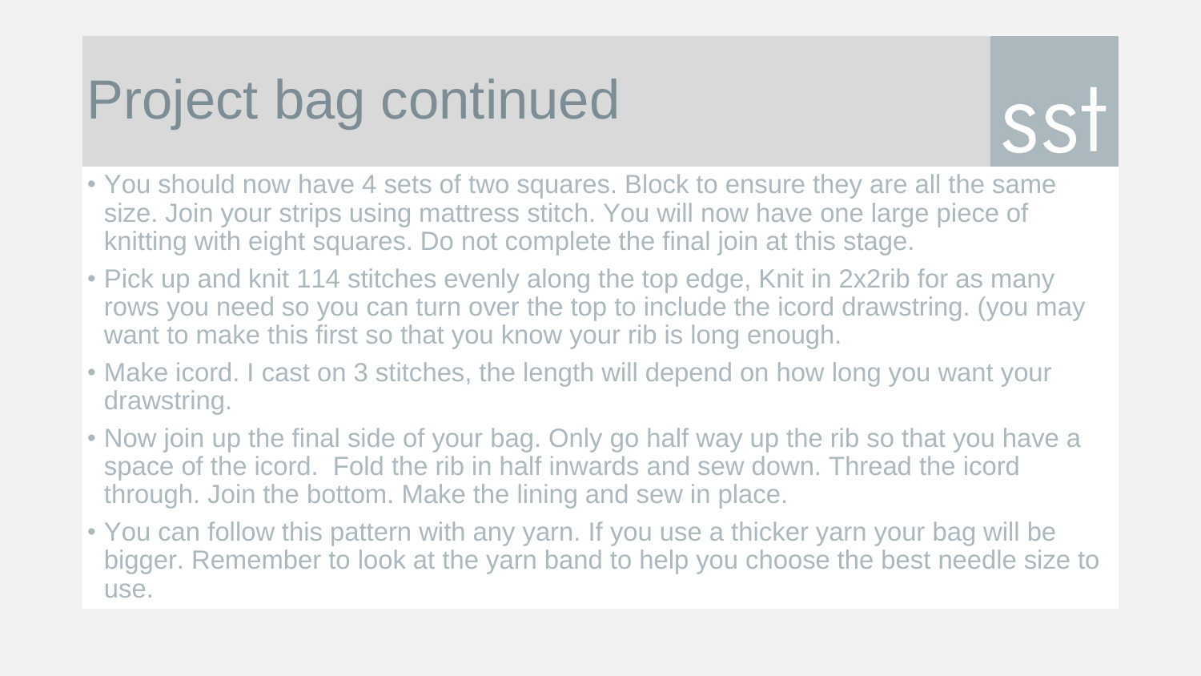# Project bag continued

- You should now have 4 sets of two squares. Block to ensure they are all the same size. Join your strips using mattress stitch. You will now have one large piece of knitting with eight squares. Do not complete the final join at this stage.
- Pick up and knit 114 stitches evenly along the top edge, Knit in 2x2rib for as many rows you need so you can turn over the top to include the icord drawstring. (you may want to make this first so that you know your rib is long enough.
- Make icord. I cast on 3 stitches, the length will depend on how long you want your drawstring.
- Now join up the final side of your bag. Only go half way up the rib so that you have a space of the icord. Fold the rib in half inwards and sew down. Thread the icord through. Join the bottom. Make the lining and sew in place.
- You can follow this pattern with any yarn. If you use a thicker yarn your bag will be bigger. Remember to look at the yarn band to help you choose the best needle size to use.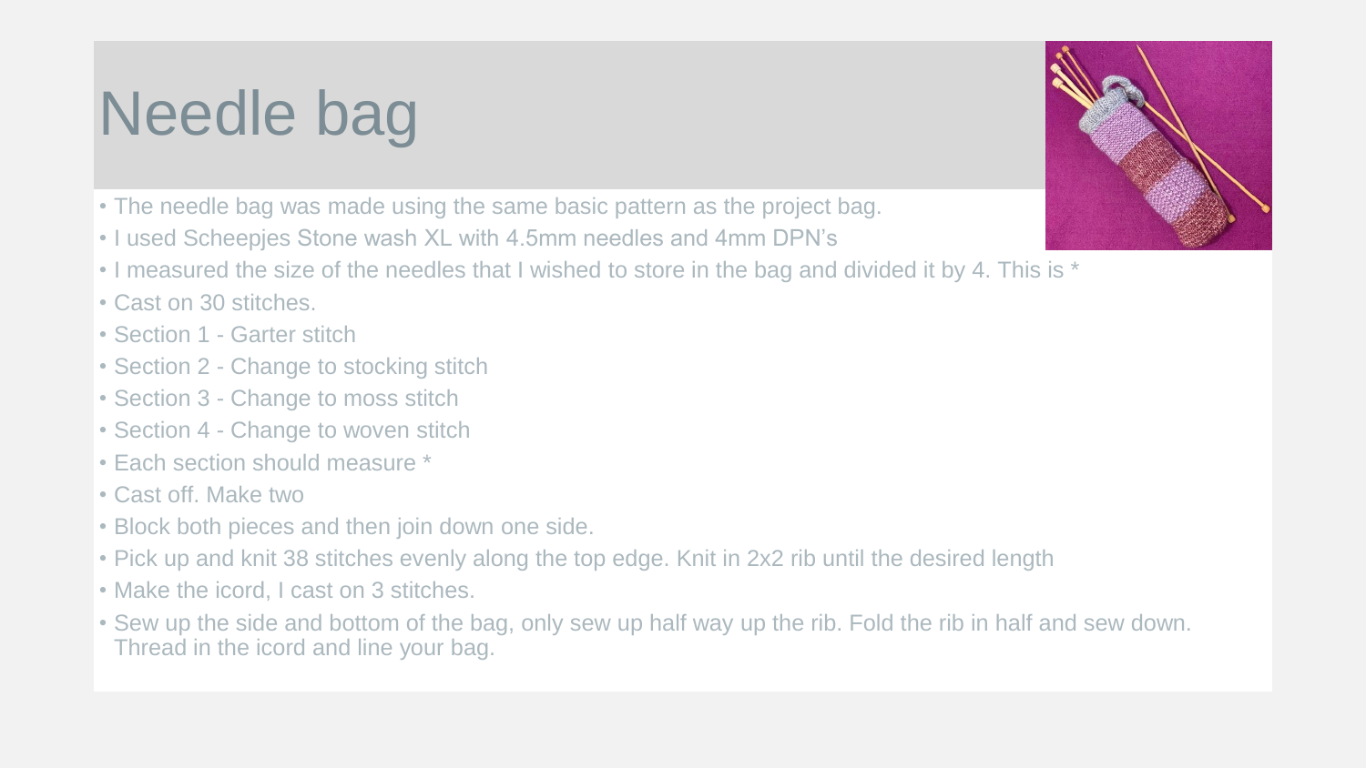# Needle bag

- The needle bag was made using the same basic pattern as the project bag.
- I used Scheepjes Stone wash XL with 4.5mm needles and 4mm DPN's
- I measured the size of the needles that I wished to store in the bag and divided it by 4. This is *
- Cast on 30 stitches.
- Section 1 - Garter stitch
- Section 2 - Change to stocking stitch
- Section 3 - Change to moss stitch
- Section 4 - Change to woven stitch
- Each section should measure *
- Cast off. Make two
- Block both pieces and then join down one side.
- Pick up and knit 38 stitches evenly along the top edge. Knit in 2x2 rib until the desired length
- Make the icord, I cast on 3 stitches.
- Sew up the side and bottom of the bag, only sew up half way up the rib. Fold the rib in half and sew down. Thread in the icord and line your bag.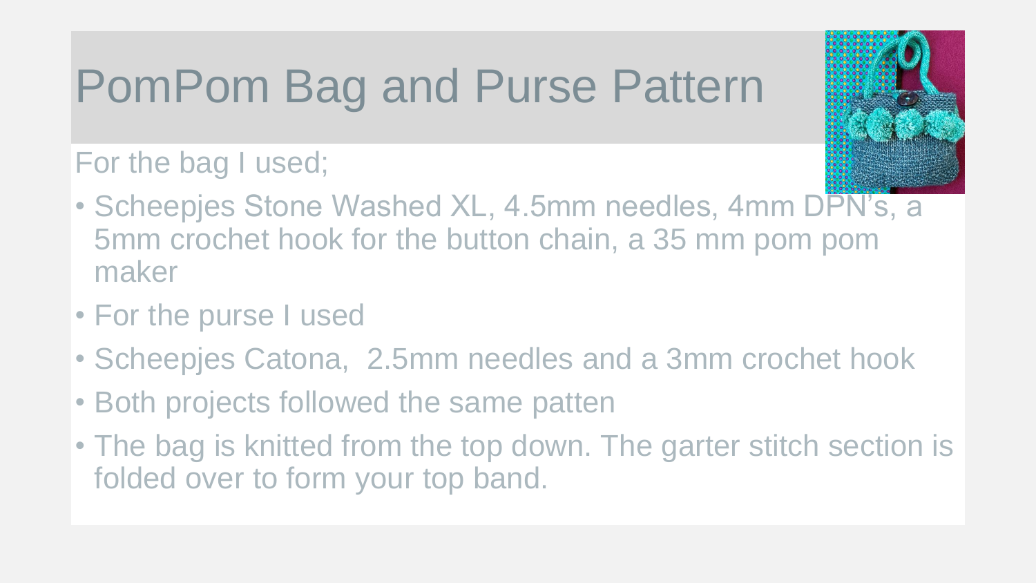# PomPom Bag and Purse Pattern

For the bag I used;

- Scheepjes Stone Washed XL, 4.5mm needles, 4mm DPN's, a 5mm crochet hook for the button chain, a 35 mm pom pom maker
- For the purse I used
- Scheepjes Catona, 2.5mm needles and a 3mm crochet hook
- Both projects followed the same patten
- The bag is knitted from the top down. The garter stitch section is folded over to form your top band.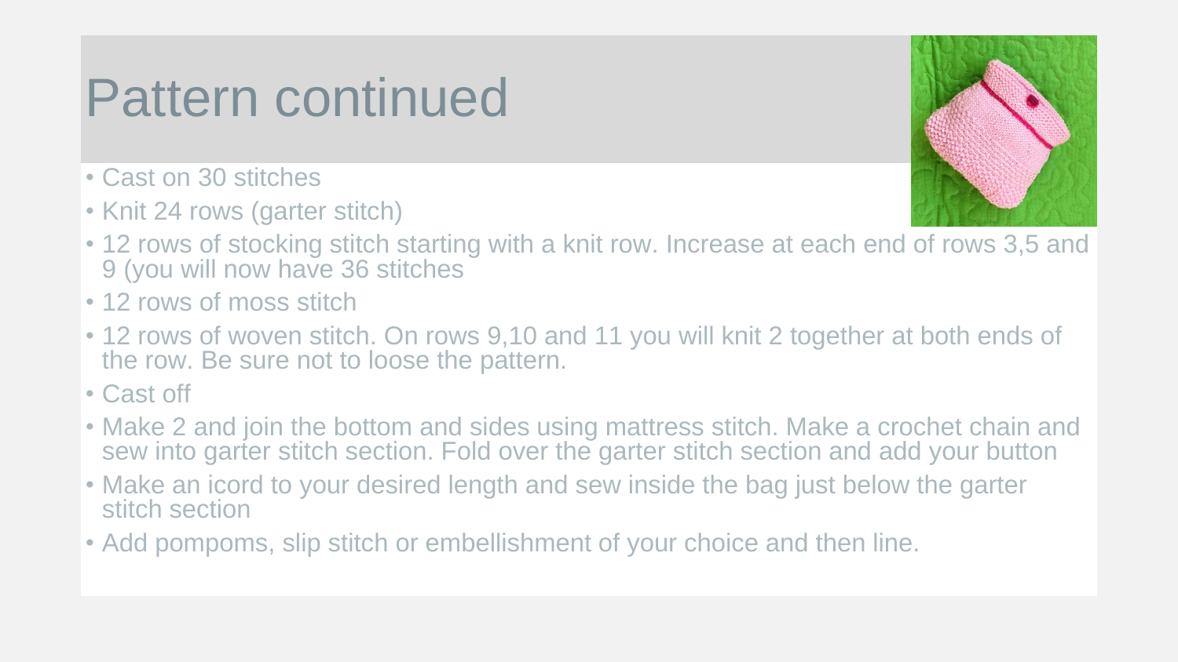# Pattern continued

- Cast on 30 stitches
- Knit 24 rows (garter stitch)
- 12 rows of stocking stitch starting with a knit row. Increase at each end of rows 3,5 and 9 (you will now have 36 stitches
- 12 rows of moss stitch
- 12 rows of woven stitch. On rows 9,10 and 11 you will knit 2 together at both ends of the row. Be sure not to loose the pattern.
- Cast off
- Make 2 and join the bottom and sides using mattress stitch. Make a crochet chain and sew into garter stitch section. Fold over the garter stitch section and add your button
- Make an icord to your desired length and sew inside the bag just below the garter stitch section
- Add pompoms, slip stitch or embellishment of your choice and then line.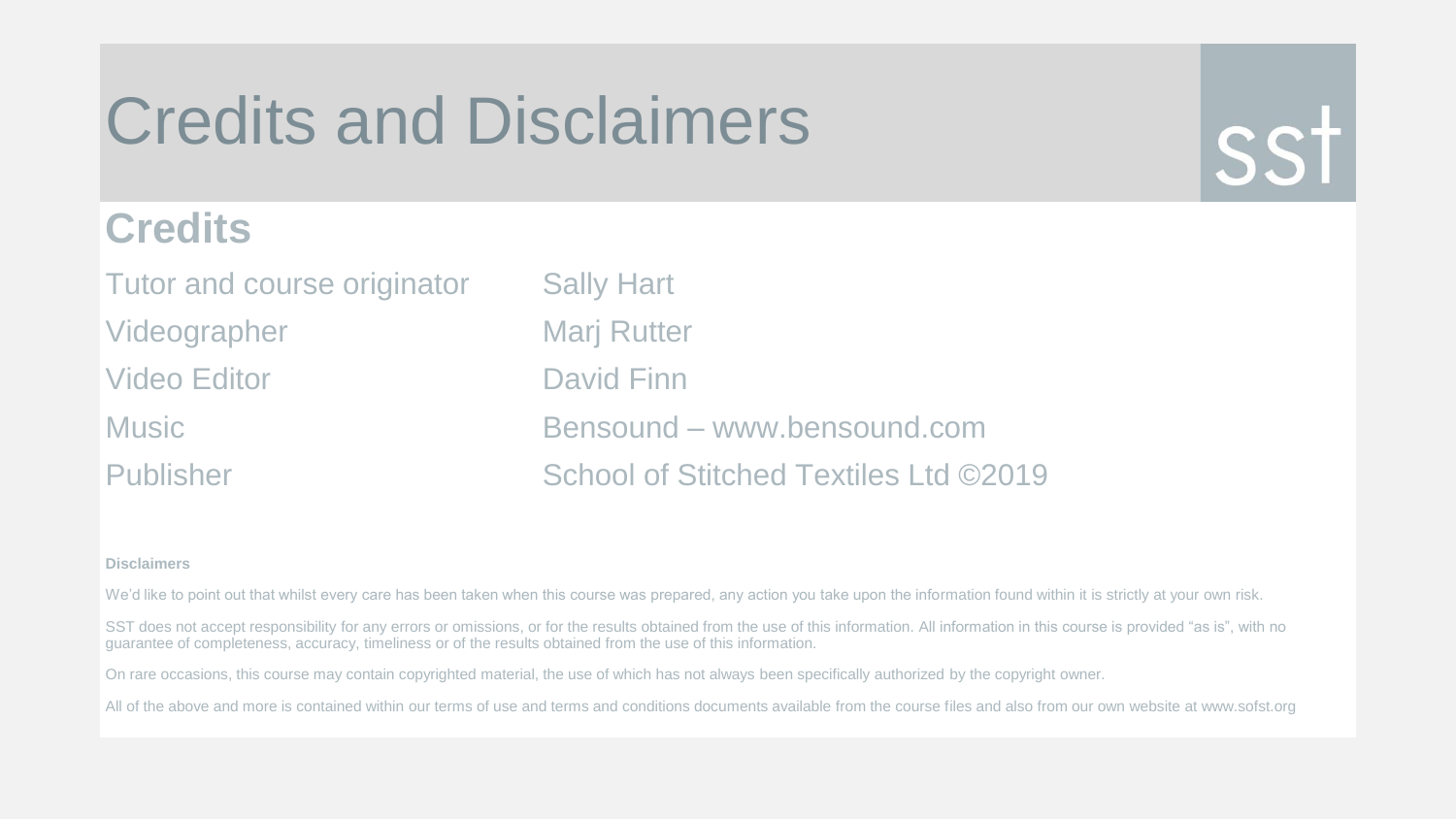# Credits and Disclaimers

## Credits

| | |
|---|---|
| Tutor and course originator | Sally Hart |
| Videographer | Marj Rutter |
| Video Editor | David Finn |
| Music | Bensound – www.bensound.com |
| Publisher | School of Stitched Textiles Ltd ©2019 |

**Disclaimers**

We'd like to point out that whilst every care has been taken when this course was prepared, any action you take upon the information found within it is strictly at your own risk.

SST does not accept responsibility for any errors or omissions, or for the results obtained from the use of this information. All information in this course is provided "as is", with no guarantee of completeness, accuracy, timeliness or of the results obtained from the use of this information.

On rare occasions, this course may contain copyrighted material, the use of which has not always been specifically authorized by the copyright owner.

All of the above and more is contained within our terms of use and terms and conditions documents available from the course files and also from our own website at www.sofst.org